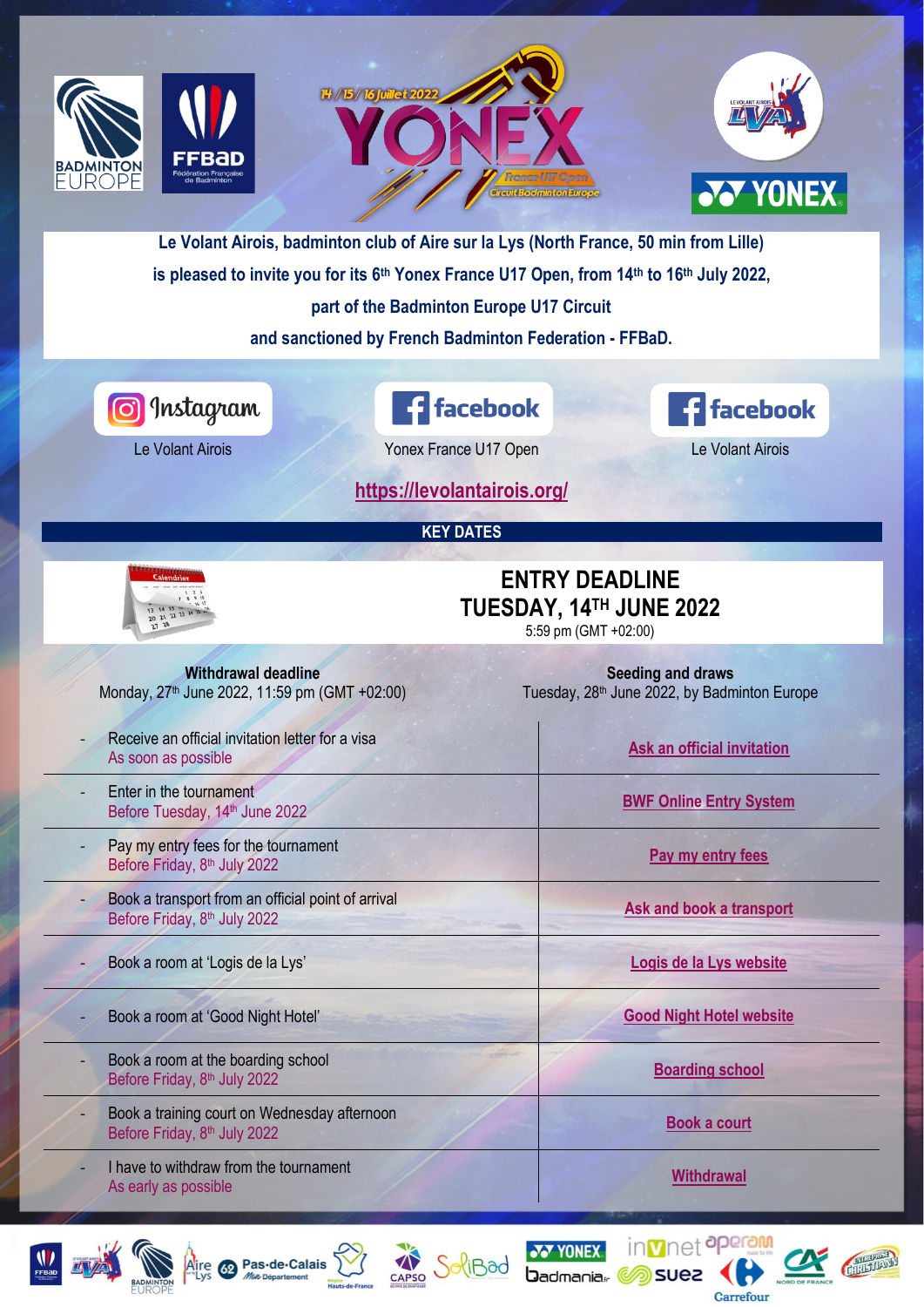Le Volant Airois, badminton club of Aire sur la Lys (North France, 50 min from Lille) is pleased to invite you for its 6th Yonex France U17 Open, from 14th to 16th July 2022, part of the Badminton Europe U17 Circuit and sanctioned by French Badminton Federation - FFBaD.

Instagram: Le Volant Airois

Facebook: Yonex France U17 Open

Facebook: Le Volant Airois

https://levolantairois.org/

## KEY DATES

## ENTRY DEADLINE
## TUESDAY, 14TH JUNE 2022

5:59 pm (GMT +02:00)

**Withdrawal deadline**
Monday, 27th June 2022, 11:59 pm (GMT +02:00)

**Seeding and draws**
Tuesday, 28th June 2022, by Badminton Europe

| | |
|---|---|
| - Receive an official invitation letter for a visa<br>As soon as possible | Ask an official invitation |
| - Enter in the tournament<br>Before Tuesday, 14th June 2022 | BWF Online Entry System |
| - Pay my entry fees for the tournament<br>Before Friday, 8th July 2022 | Pay my entry fees |
| - Book a transport from an official point of arrival<br>Before Friday, 8th July 2022 | Ask and book a transport |
| - Book a room at 'Logis de la Lys' | Logis de la Lys website |
| - Book a room at 'Good Night Hotel' | Good Night Hotel website |
| - Book a room at the boarding school<br>Before Friday, 8th July 2022 | Boarding school |
| - Book a training court on Wednesday afternoon<br>Before Friday, 8th July 2022 | Book a court |
| - I have to withdraw from the tournament<br>As early as possible | Withdrawal |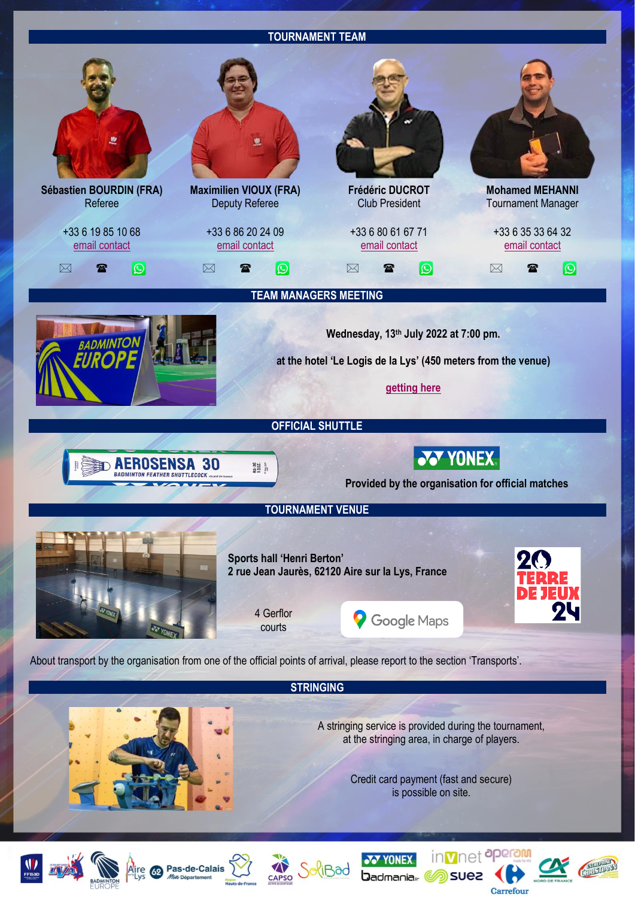## TOURNAMENT TEAM

**Sébastien BOURDIN (FRA)**
Referee

+33 6 19 85 10 68
email contact

**Maximilien VIOUX (FRA)**
Deputy Referee

+33 6 86 20 24 09
email contact

**Frédéric DUCROT**
Club President

+33 6 80 61 67 71
email contact

**Mohamed MEHANNI**
Tournament Manager

+33 6 35 33 64 32
email contact

## TEAM MANAGERS MEETING

**Wednesday, 13th July 2022 at 7:00 pm.**

**at the hotel 'Le Logis de la Lys' (450 meters from the venue)**

**getting here**

## OFFICIAL SHUTTLE

AEROSENSA 30

**Provided by the organisation for official matches**

## TOURNAMENT VENUE

**Sports hall 'Henri Berton'**
**2 rue Jean Jaurès, 62120 Aire sur la Lys, France**

4 Gerflor courts

Google Maps

About transport by the organisation from one of the official points of arrival, please report to the section 'Transports'.

## STRINGING

A stringing service is provided during the tournament, at the stringing area, in charge of players.

Credit card payment (fast and secure) is possible on site.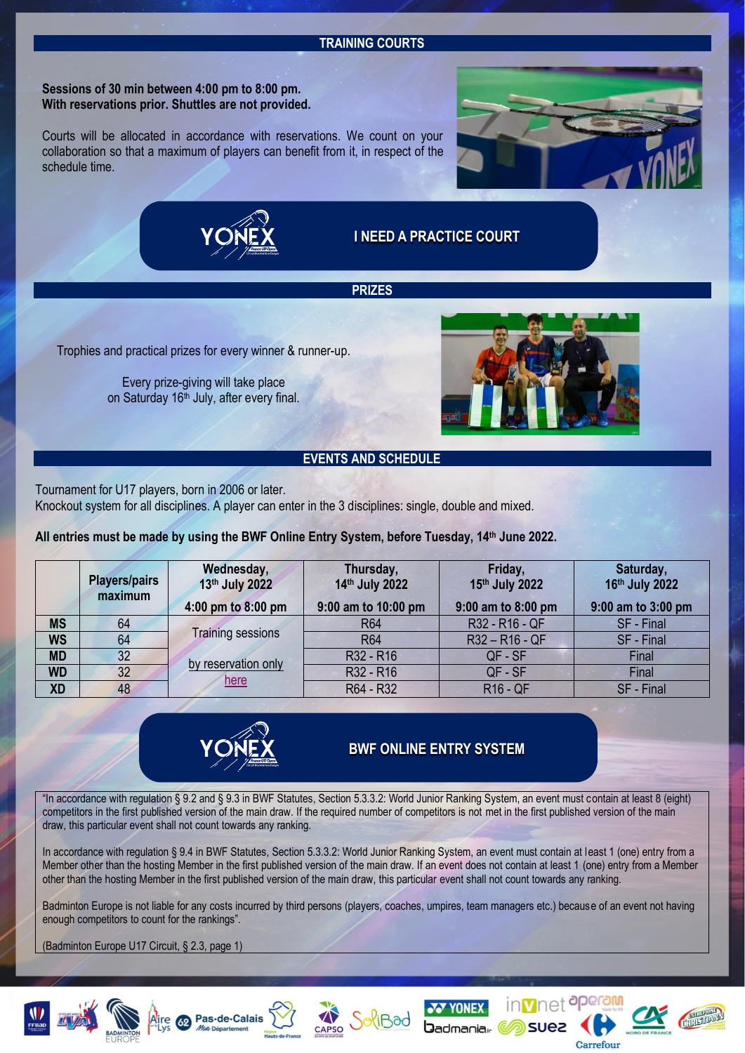## TRAINING COURTS

**Sessions of 30 min between 4:00 pm to 8:00 pm.**
**With reservations prior. Shuttles are not provided.**

Courts will be allocated in accordance with reservations. We count on your collaboration so that a maximum of players can benefit from it, in respect of the schedule time.

**I NEED A PRACTICE COURT**

## PRIZES

Trophies and practical prizes for every winner & runner-up.

Every prize-giving will take place on Saturday 16th July, after every final.

## EVENTS AND SCHEDULE

Tournament for U17 players, born in 2006 or later.
Knockout system for all disciplines. A player can enter in the 3 disciplines: single, double and mixed.

**All entries must be made by using the BWF Online Entry System, before Tuesday, 14th June 2022.**

| | Players/pairs maximum | Wednesday, 13th July 2022<br>4:00 pm to 8:00 pm | Thursday, 14th July 2022<br>9:00 am to 10:00 pm | Friday, 15th July 2022<br>9:00 am to 8:00 pm | Saturday, 16th July 2022<br>9:00 am to 3:00 pm |
|---|---|---|---|---|---|
| **MS** | 64 | Training sessions by reservation only here | R64 | R32 - R16 - QF | SF - Final |
| **WS** | 64 | | R64 | R32 – R16 - QF | SF - Final |
| **MD** | 32 | | R32 - R16 | QF - SF | Final |
| **WD** | 32 | | R32 - R16 | QF - SF | Final |
| **XD** | 48 | | R64 - R32 | R16 - QF | SF - Final |

**BWF ONLINE ENTRY SYSTEM**

"In accordance with regulation § 9.2 and § 9.3 in BWF Statutes, Section 5.3.3.2: World Junior Ranking System, an event must contain at least 8 (eight) competitors in the first published version of the main draw. If the required number of competitors is not met in the first published version of the main draw, this particular event shall not count towards any ranking.

In accordance with regulation § 9.4 in BWF Statutes, Section 5.3.3.2: World Junior Ranking System, an event must contain at least 1 (one) entry from a Member other than the hosting Member in the first published version of the main draw. If an event does not contain at least 1 (one) entry from a Member other than the hosting Member in the first published version of the main draw, this particular event shall not count towards any ranking.

Badminton Europe is not liable for any costs incurred by third persons (players, coaches, umpires, team managers etc.) because of an event not having enough competitors to count for the rankings".

(Badminton Europe U17 Circuit, § 2.3, page 1)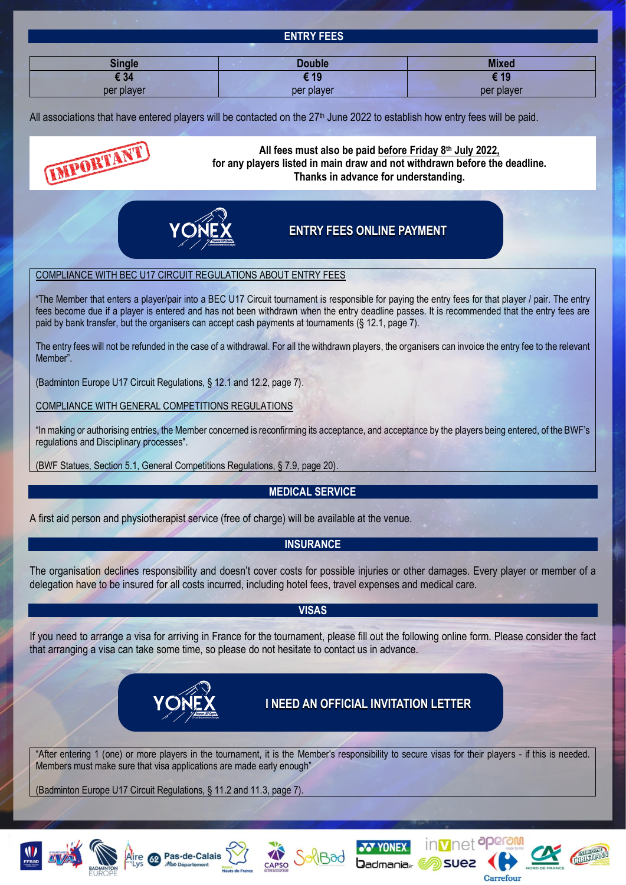## ENTRY FEES

| Single | Double | Mixed |
|---|---|---|
| € 34 per player | € 19 per player | € 19 per player |

All associations that have entered players will be contacted on the 27th June 2022 to establish how entry fees will be paid.

IMPORTANT

**All fees must also be paid before Friday 8th July 2022, for any players listed in main draw and not withdrawn before the deadline. Thanks in advance for understanding.**

**ENTRY FEES ONLINE PAYMENT**

COMPLIANCE WITH BEC U17 CIRCUIT REGULATIONS ABOUT ENTRY FEES

"The Member that enters a player/pair into a BEC U17 Circuit tournament is responsible for paying the entry fees for that player / pair. The entry fees become due if a player is entered and has not been withdrawn when the entry deadline passes. It is recommended that the entry fees are paid by bank transfer, but the organisers can accept cash payments at tournaments (§ 12.1, page 7).

The entry fees will not be refunded in the case of a withdrawal. For all the withdrawn players, the organisers can invoice the entry fee to the relevant Member".

(Badminton Europe U17 Circuit Regulations, § 12.1 and 12.2, page 7).

COMPLIANCE WITH GENERAL COMPETITIONS REGULATIONS

"In making or authorising entries, the Member concerned is reconfirming its acceptance, and acceptance by the players being entered, of the BWF's regulations and Disciplinary processes".

(BWF Statues, Section 5.1, General Competitions Regulations, § 7.9, page 20).

## MEDICAL SERVICE

A first aid person and physiotherapist service (free of charge) will be available at the venue.

## INSURANCE

The organisation declines responsibility and doesn't cover costs for possible injuries or other damages. Every player or member of a delegation have to be insured for all costs incurred, including hotel fees, travel expenses and medical care.

## VISAS

If you need to arrange a visa for arriving in France for the tournament, please fill out the following online form. Please consider the fact that arranging a visa can take some time, so please do not hesitate to contact us in advance.

**I NEED AN OFFICIAL INVITATION LETTER**

"After entering 1 (one) or more players in the tournament, it is the Member's responsibility to secure visas for their players - if this is needed. Members must make sure that visa applications are made early enough"

(Badminton Europe U17 Circuit Regulations, § 11.2 and 11.3, page 7).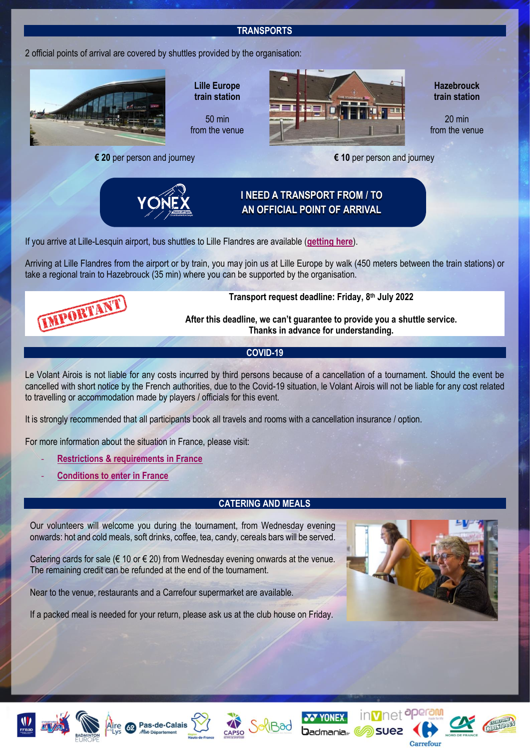## TRANSPORTS

2 official points of arrival are covered by shuttles provided by the organisation:

**Lille Europe train station**

50 min from the venue

**€ 20** per person and journey

**Hazebrouck train station**

20 min from the venue

**€ 10** per person and journey

**I NEED A TRANSPORT FROM / TO AN OFFICIAL POINT OF ARRIVAL**

If you arrive at Lille-Lesquin airport, bus shuttles to Lille Flandres are available (getting here).

Arriving at Lille Flandres from the airport or by train, you may join us at Lille Europe by walk (450 meters between the train stations) or take a regional train to Hazebrouck (35 min) where you can be supported by the organisation.

IMPORTANT

**Transport request deadline: Friday, 8th July 2022**

**After this deadline, we can't guarantee to provide you a shuttle service. Thanks in advance for understanding.**

## COVID-19

Le Volant Airois is not liable for any costs incurred by third persons because of a cancellation of a tournament. Should the event be cancelled with short notice by the French authorities, due to the Covid-19 situation, le Volant Airois will not be liable for any cost related to travelling or accommodation made by players / officials for this event.

It is strongly recommended that all participants book all travels and rooms with a cancellation insurance / option.

For more information about the situation in France, please visit:

- Restrictions & requirements in France
- Conditions to enter in France

## CATERING AND MEALS

Our volunteers will welcome you during the tournament, from Wednesday evening onwards: hot and cold meals, soft drinks, coffee, tea, candy, cereals bars will be served.

Catering cards for sale (€ 10 or € 20) from Wednesday evening onwards at the venue. The remaining credit can be refunded at the end of the tournament.

Near to the venue, restaurants and a Carrefour supermarket are available.

If a packed meal is needed for your return, please ask us at the club house on Friday.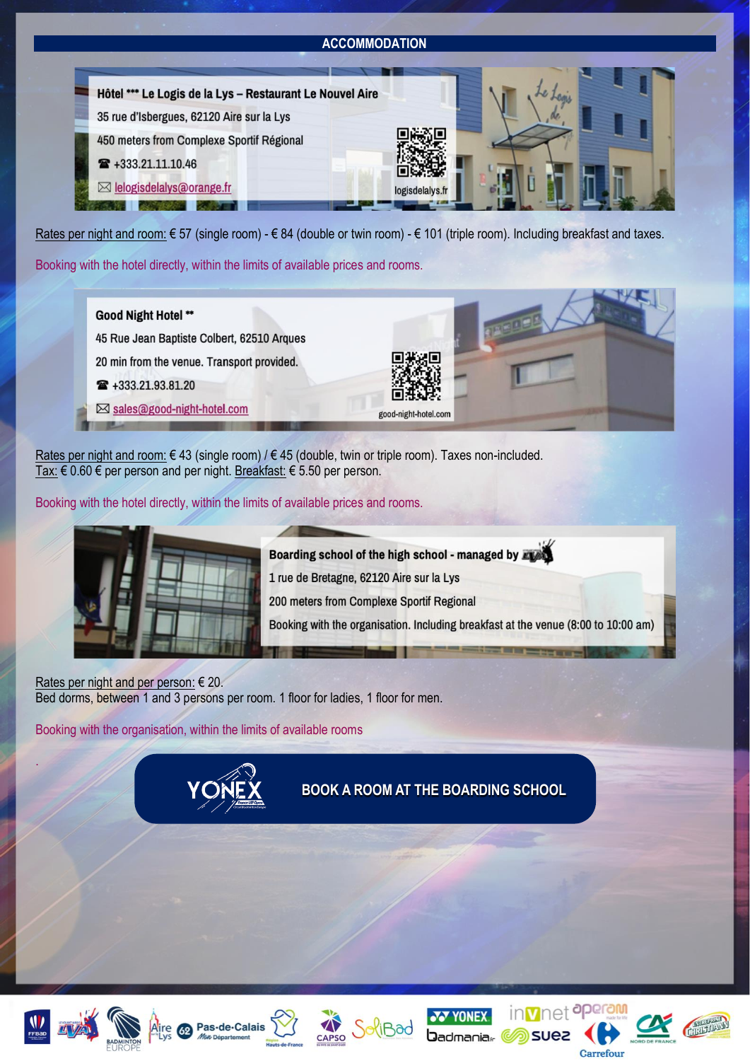## ACCOMMODATION

**Hôtel *** Le Logis de la Lys – Restaurant Le Nouvel Aire**
35 rue d'Isbergues, 62120 Aire sur la Lys
450 meters from Complexe Sportif Régional
☎ +333.21.11.10.46
✉ lelogisdelalys@orange.fr
logisdelalys.fr

Rates per night and room: € 57 (single room) - € 84 (double or twin room) - € 101 (triple room). Including breakfast and taxes.

Booking with the hotel directly, within the limits of available prices and rooms.

**Good Night Hotel ****
45 Rue Jean Baptiste Colbert, 62510 Arques
20 min from the venue. Transport provided.
☎ +333.21.93.81.20
✉ sales@good-night-hotel.com
good-night-hotel.com

Rates per night and room: € 43 (single room) / € 45 (double, twin or triple room). Taxes non-included.
Tax: € 0.60 € per person and per night. Breakfast: € 5.50 per person.

Booking with the hotel directly, within the limits of available prices and rooms.

**Boarding school of the high school - managed by LVA**
1 rue de Bretagne, 62120 Aire sur la Lys
200 meters from Complexe Sportif Regional
Booking with the organisation. Including breakfast at the venue (8:00 to 10:00 am)

Rates per night and per person: € 20.
Bed dorms, between 1 and 3 persons per room. 1 floor for ladies, 1 floor for men.

Booking with the organisation, within the limits of available rooms

**BOOK A ROOM AT THE BOARDING SCHOOL**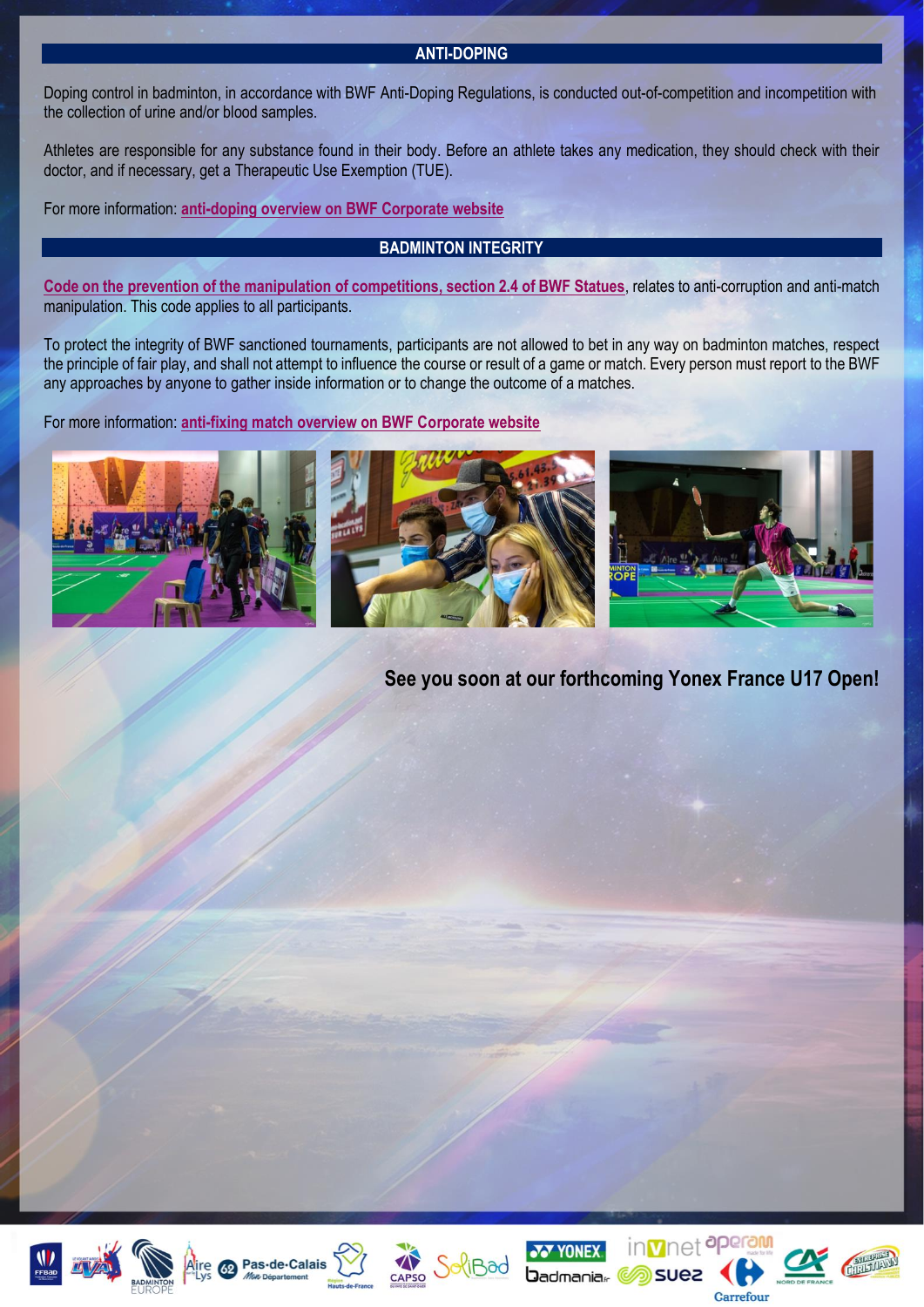## ANTI-DOPING

Doping control in badminton, in accordance with BWF Anti-Doping Regulations, is conducted out-of-competition and incompetition with the collection of urine and/or blood samples.

Athletes are responsible for any substance found in their body. Before an athlete takes any medication, they should check with their doctor, and if necessary, get a Therapeutic Use Exemption (TUE).

For more information: **anti-doping overview on BWF Corporate website**

## BADMINTON INTEGRITY

**Code on the prevention of the manipulation of competitions, section 2.4 of BWF Statues**, relates to anti-corruption and anti-match manipulation. This code applies to all participants.

To protect the integrity of BWF sanctioned tournaments, participants are not allowed to bet in any way on badminton matches, respect the principle of fair play, and shall not attempt to influence the course or result of a game or match. Every person must report to the BWF any approaches by anyone to gather inside information or to change the outcome of a matches.

For more information: **anti-fixing match overview on BWF Corporate website**

**See you soon at our forthcoming Yonex France U17 Open!**